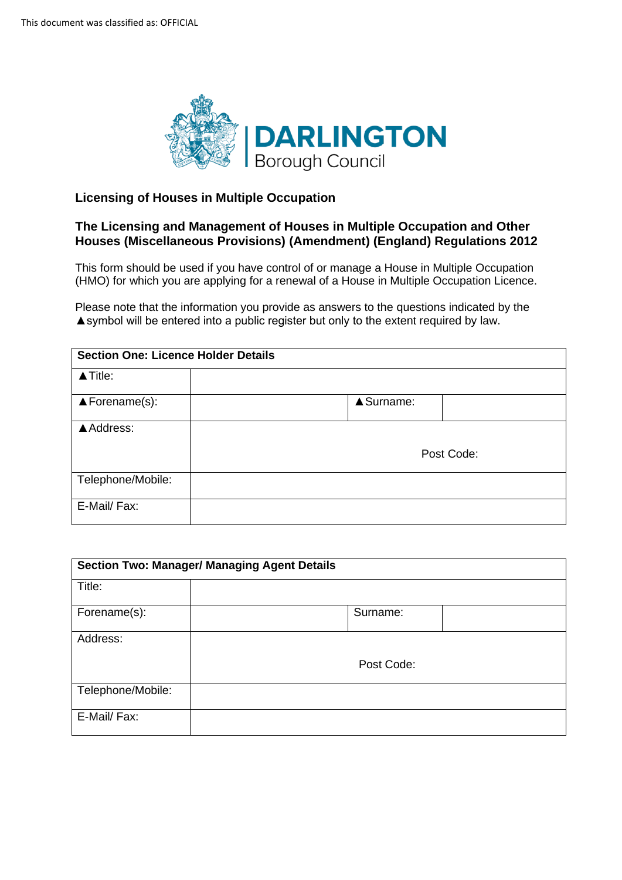This document was classified as: OFFICIAL

DARLINGTON Borough Council

## Licensing of Houses in Multiple Occupation

## The Licensing and Management of Houses in Multiple Occupation and Other Houses (Miscellaneous Provisions) (Amendment) (England) Regulations 2012

This form should be used if you have control of or manage a House in Multiple Occupation (HMO) for which you are applying for a renewal of a House in Multiple Occupation Licence.

Please note that the information you provide as answers to the questions indicated by the ▲symbol will be entered into a public register but only to the extent required by law.

| Section One: Licence Holder Details | | | |
|---|---|---|---|
| ▲Title: | | | |
| ▲Forename(s): | | ▲Surname: | |
| ▲Address: | Post Code: | | |
| Telephone/Mobile: | | | |
| E-Mail/ Fax: | | | |

| Section Two: Manager/ Managing Agent Details | | | |
|---|---|---|---|
| Title: | | | |
| Forename(s): | | Surname: | |
| Address: | Post Code: | | |
| Telephone/Mobile: | | | |
| E-Mail/ Fax: | | | |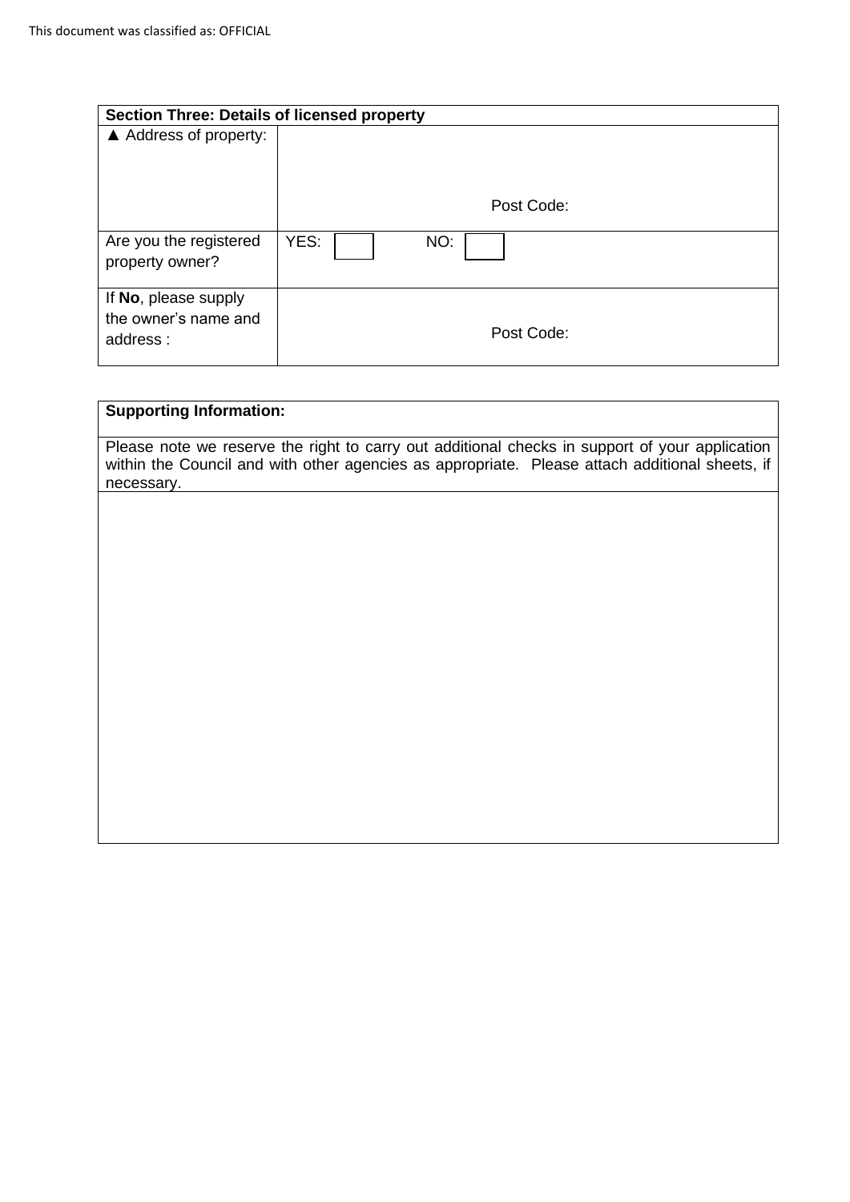| Section Three: Details of licensed property | |
|---|---|
| ▲ Address of property: | Post Code: |
| Are you the registered property owner? | YES: ☐ NO: ☐ |
| If **No**, please supply the owner's name and address : | Post Code: |

| Supporting Information: |
|---|
| Please note we reserve the right to carry out additional checks in support of your application within the Council and with other agencies as appropriate. Please attach additional sheets, if necessary. |
| |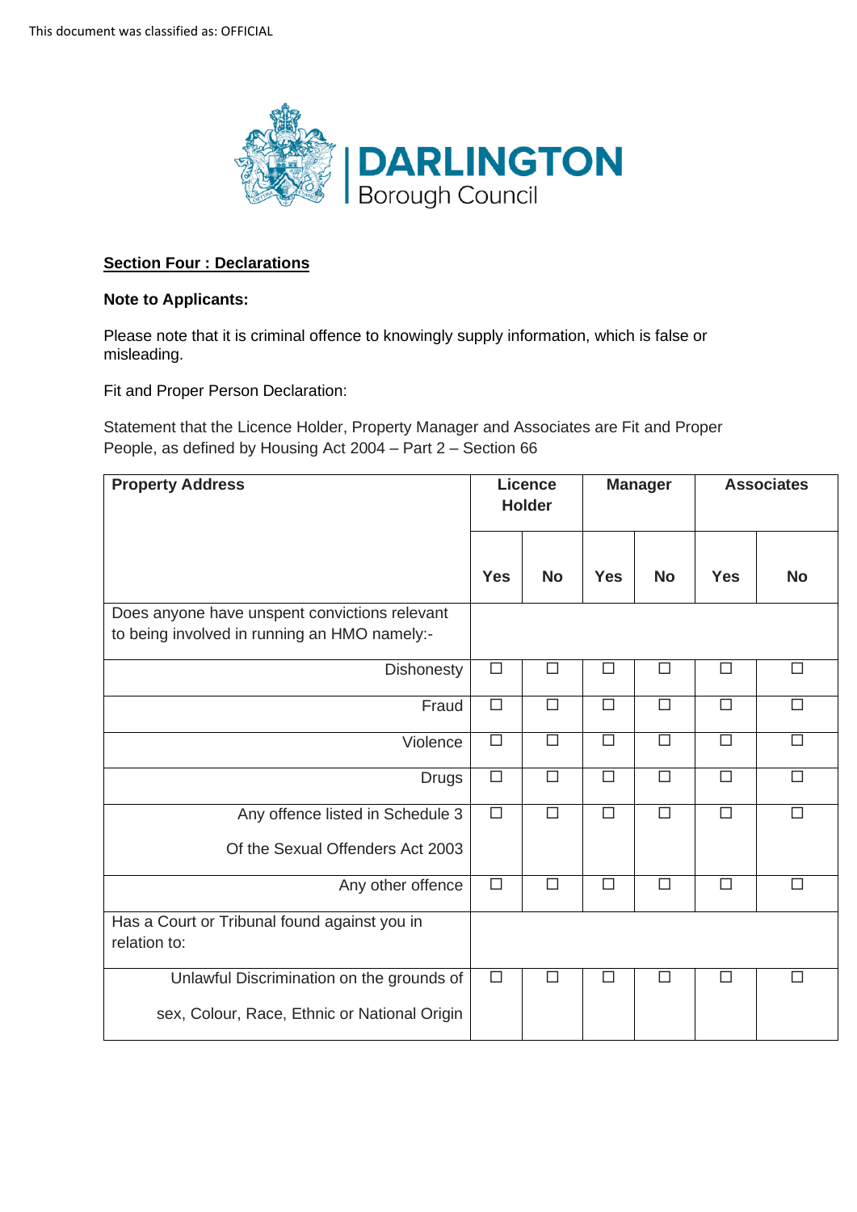This document was classified as: OFFICIAL

DARLINGTON Borough Council

**Section Four : Declarations**

**Note to Applicants:**

Please note that it is criminal offence to knowingly supply information, which is false or misleading.

Fit and Proper Person Declaration:

Statement that the Licence Holder, Property Manager and Associates are Fit and Proper People, as defined by Housing Act 2004 – Part 2 – Section 66

| **Property Address** | **Licence Holder** | | **Manager** | | **Associates** | |
|---|---|---|---|---|---|---|
| | **Yes** | **No** | **Yes** | **No** | **Yes** | **No** |
| Does anyone have unspent convictions relevant to being involved in running an HMO namely:- | | | | | | |
| Dishonesty | ☐ | ☐ | ☐ | ☐ | ☐ | ☐ |
| Fraud | ☐ | ☐ | ☐ | ☐ | ☐ | ☐ |
| Violence | ☐ | ☐ | ☐ | ☐ | ☐ | ☐ |
| Drugs | ☐ | ☐ | ☐ | ☐ | ☐ | ☐ |
| Any offence listed in Schedule 3 Of the Sexual Offenders Act 2003 | ☐ | ☐ | ☐ | ☐ | ☐ | ☐ |
| Any other offence | ☐ | ☐ | ☐ | ☐ | ☐ | ☐ |
| Has a Court or Tribunal found against you in relation to: | | | | | | |
| Unlawful Discrimination on the grounds of sex, Colour, Race, Ethnic or National Origin | ☐ | ☐ | ☐ | ☐ | ☐ | ☐ |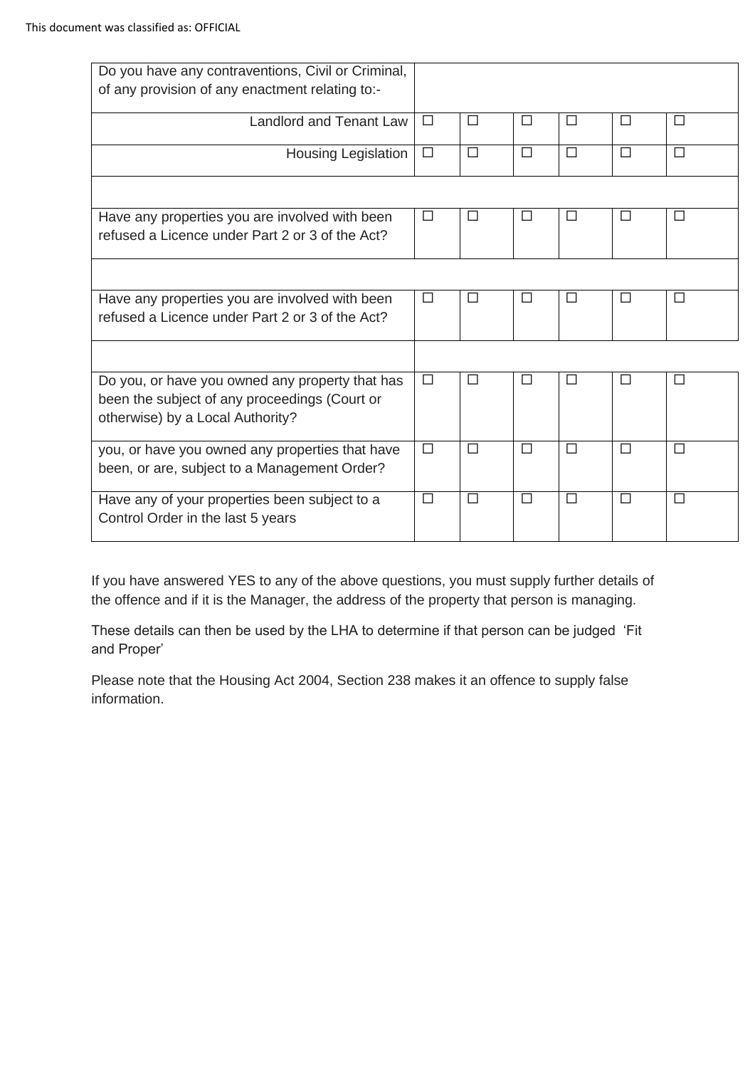| Do you have any contraventions, Civil or Criminal, of any provision of any enactment relating to:- | | | | | | |
|---|---|---|---|---|---|---|
| Landlord and Tenant Law | ☐ | ☐ | ☐ | ☐ | ☐ | ☐ |
| Housing Legislation | ☐ | ☐ | ☐ | ☐ | ☐ | ☐ |
| | | | | | | |
| Have any properties you are involved with been refused a Licence under Part 2 or 3 of the Act? | ☐ | ☐ | ☐ | ☐ | ☐ | ☐ |
| | | | | | | |
| Have any properties you are involved with been refused a Licence under Part 2 or 3 of the Act? | ☐ | ☐ | ☐ | ☐ | ☐ | ☐ |
| | | | | | | |
| Do you, or have you owned any property that has been the subject of any proceedings (Court or otherwise) by a Local Authority? | ☐ | ☐ | ☐ | ☐ | ☐ | ☐ |
| you, or have you owned any properties that have been, or are, subject to a Management Order? | ☐ | ☐ | ☐ | ☐ | ☐ | ☐ |
| Have any of your properties been subject to a Control Order in the last 5 years | ☐ | ☐ | ☐ | ☐ | ☐ | ☐ |

If you have answered YES to any of the above questions, you must supply further details of the offence and if it is the Manager, the address of the property that person is managing.

These details can then be used by the LHA to determine if that person can be judged 'Fit and Proper'

Please note that the Housing Act 2004, Section 238 makes it an offence to supply false information.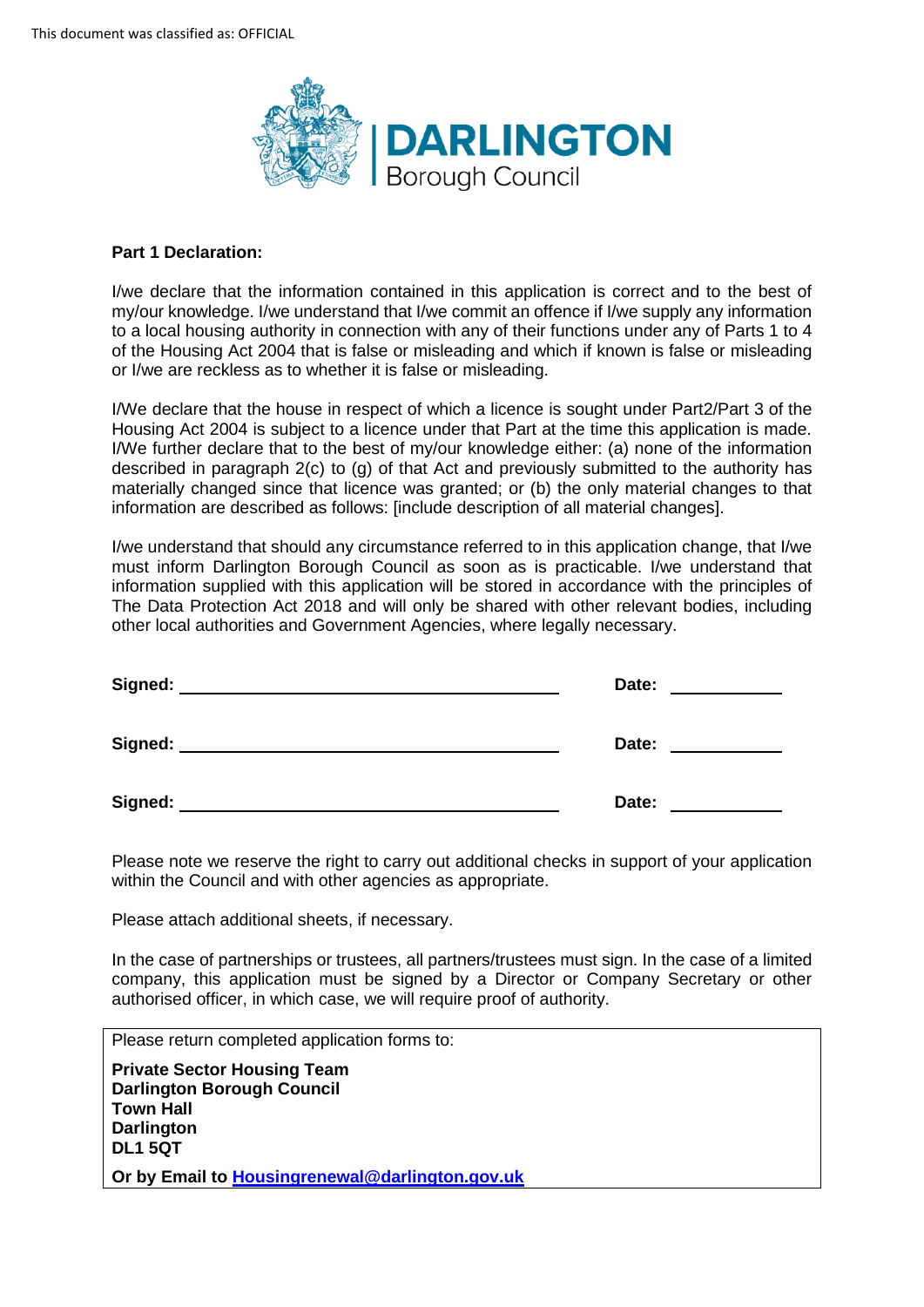**Part 1 Declaration:**

I/we declare that the information contained in this application is correct and to the best of my/our knowledge. I/we understand that I/we commit an offence if I/we supply any information to a local housing authority in connection with any of their functions under any of Parts 1 to 4 of the Housing Act 2004 that is false or misleading and which if known is false or misleading or I/we are reckless as to whether it is false or misleading.

I/We declare that the house in respect of which a licence is sought under Part2/Part 3 of the Housing Act 2004 is subject to a licence under that Part at the time this application is made. I/We further declare that to the best of my/our knowledge either: (a) none of the information described in paragraph 2(c) to (g) of that Act and previously submitted to the authority has materially changed since that licence was granted; or (b) the only material changes to that information are described as follows: [include description of all material changes].

I/we understand that should any circumstance referred to in this application change, that I/we must inform Darlington Borough Council as soon as is practicable. I/we understand that information supplied with this application will be stored in accordance with the principles of The Data Protection Act 2018 and will only be shared with other relevant bodies, including other local authorities and Government Agencies, where legally necessary.

**Signed:** ______________________________ **Date:** __________

**Signed:** ______________________________ **Date:** __________

**Signed:** ______________________________ **Date:** __________

Please note we reserve the right to carry out additional checks in support of your application within the Council and with other agencies as appropriate.

Please attach additional sheets, if necessary.

In the case of partnerships or trustees, all partners/trustees must sign. In the case of a limited company, this application must be signed by a Director or Company Secretary or other authorised officer, in which case, we will require proof of authority.

Please return completed application forms to:

**Private Sector Housing Team**
**Darlington Borough Council**
**Town Hall**
**Darlington**
**DL1 5QT**

**Or by Email to Housingrenewal@darlington.gov.uk**